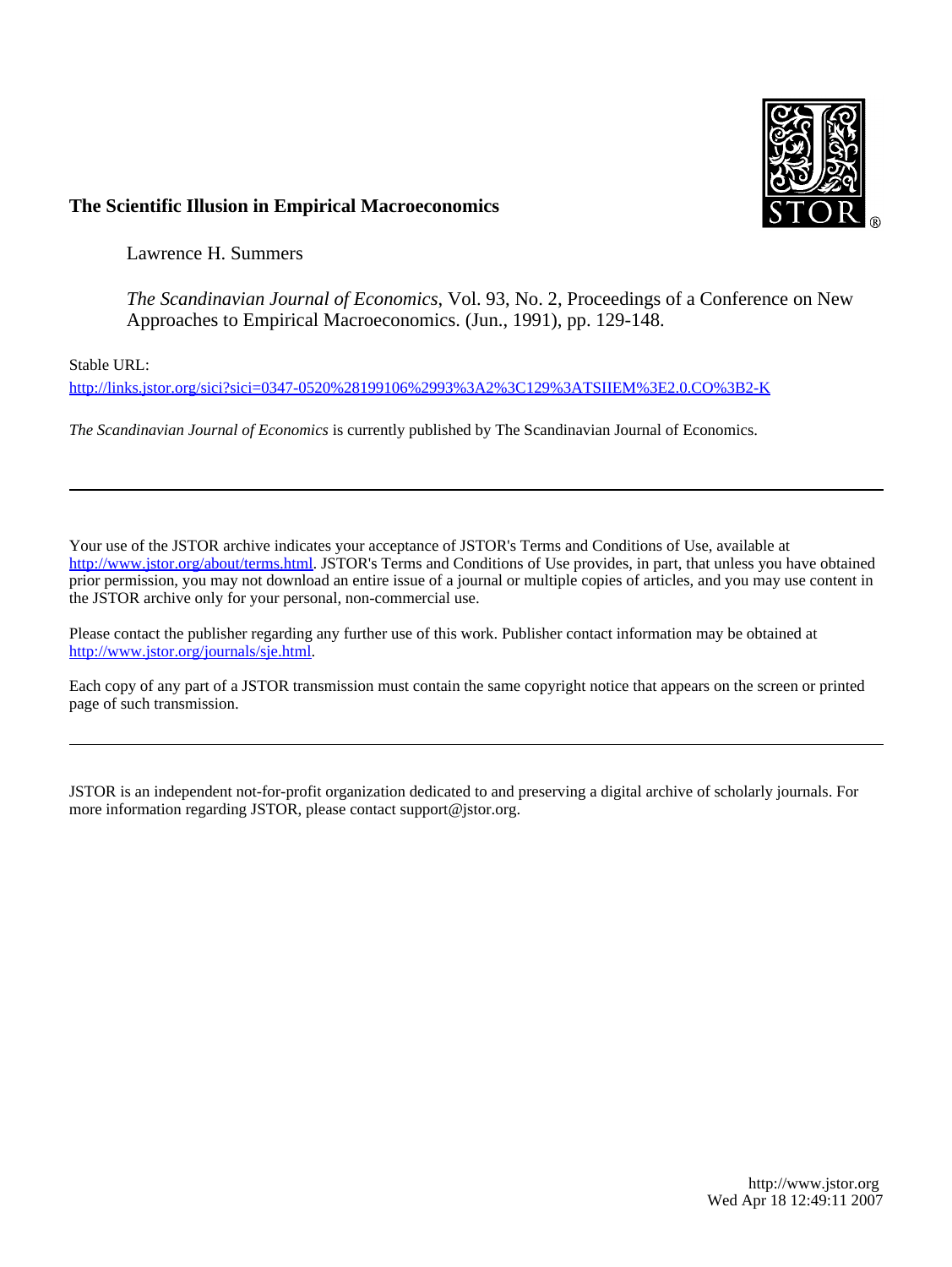**The Scientific Illusion in Empirical Macroeconomics**

Lawrence H. Summers

*The Scandinavian Journal of Economics*, Vol. 93, No. 2, Proceedings of a Conference on New Approaches to Empirical Macroeconomics. (Jun., 1991), pp. 129-148.

Stable URL:

http://links.jstor.org/sici?sici=0347-0520%28199106%2993%3A2%3C129%3ATSIIEM%3E2.0.CO%3B2-K

*The Scandinavian Journal of Economics* is currently published by The Scandinavian Journal of Economics.

---

Your use of the JSTOR archive indicates your acceptance of JSTOR's Terms and Conditions of Use, available at http://www.jstor.org/about/terms.html. JSTOR's Terms and Conditions of Use provides, in part, that unless you have obtained prior permission, you may not download an entire issue of a journal or multiple copies of articles, and you may use content in the JSTOR archive only for your personal, non-commercial use.

Please contact the publisher regarding any further use of this work. Publisher contact information may be obtained at http://www.jstor.org/journals/sje.html.

Each copy of any part of a JSTOR transmission must contain the same copyright notice that appears on the screen or printed page of such transmission.

---

JSTOR is an independent not-for-profit organization dedicated to and preserving a digital archive of scholarly journals. For more information regarding JSTOR, please contact support@jstor.org.

http://www.jstor.org
Wed Apr 18 12:49:11 2007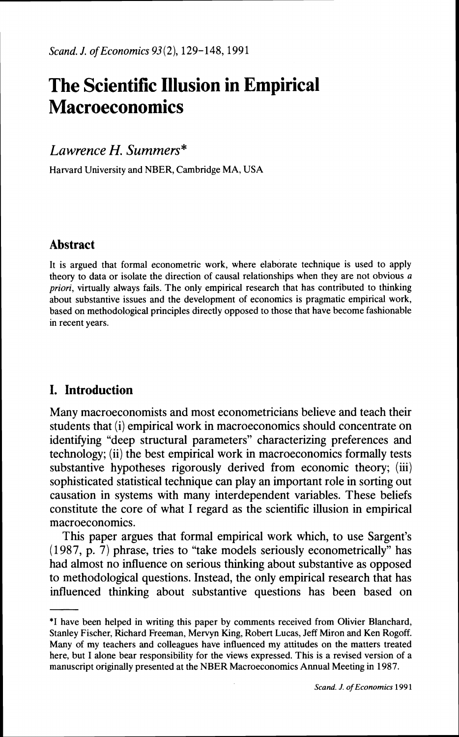*Scand. J. of Economics 93*(2), 129–148, 1991

# The Scientific Illusion in Empirical Macroeconomics

*Lawrence H. Summers**

Harvard University and NBER, Cambridge MA, USA

## Abstract

It is argued that formal econometric work, where elaborate technique is used to apply theory to data or isolate the direction of causal relationships when they are not obvious *a priori*, virtually always fails. The only empirical research that has contributed to thinking about substantive issues and the development of economics is pragmatic empirical work, based on methodological principles directly opposed to those that have become fashionable in recent years.

## I. Introduction

Many macroeconomists and most econometricians believe and teach their students that (i) empirical work in macroeconomics should concentrate on identifying "deep structural parameters" characterizing preferences and technology; (ii) the best empirical work in macroeconomics formally tests substantive hypotheses rigorously derived from economic theory; (iii) sophisticated statistical technique can play an important role in sorting out causation in systems with many interdependent variables. These beliefs constitute the core of what I regard as the scientific illusion in empirical macroeconomics.

This paper argues that formal empirical work which, to use Sargent's (1987, p. 7) phrase, tries to "take models seriously econometrically" has had almost no influence on serious thinking about substantive as opposed to methodological questions. Instead, the only empirical research that has influenced thinking about substantive questions has been based on

---

*I have been helped in writing this paper by comments received from Olivier Blanchard, Stanley Fischer, Richard Freeman, Mervyn King, Robert Lucas, Jeff Miron and Ken Rogoff. Many of my teachers and colleagues have influenced my attitudes on the matters treated here, but I alone bear responsibility for the views expressed. This is a revised version of a manuscript originally presented at the NBER Macroeconomics Annual Meeting in 1987.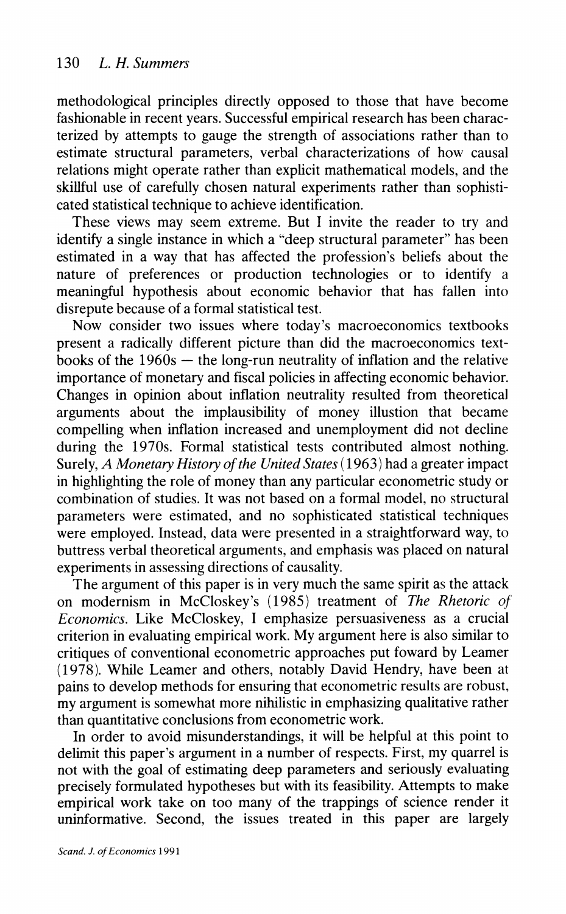methodological principles directly opposed to those that have become fashionable in recent years. Successful empirical research has been characterized by attempts to gauge the strength of associations rather than to estimate structural parameters, verbal characterizations of how causal relations might operate rather than explicit mathematical models, and the skillful use of carefully chosen natural experiments rather than sophisticated statistical technique to achieve identification.

These views may seem extreme. But I invite the reader to try and identify a single instance in which a "deep structural parameter" has been estimated in a way that has affected the profession's beliefs about the nature of preferences or production technologies or to identify a meaningful hypothesis about economic behavior that has fallen into disrepute because of a formal statistical test.

Now consider two issues where today's macroeconomics textbooks present a radically different picture than did the macroeconomics textbooks of the 1960s — the long-run neutrality of inflation and the relative importance of monetary and fiscal policies in affecting economic behavior. Changes in opinion about inflation neutrality resulted from theoretical arguments about the implausibility of money illusion that became compelling when inflation increased and unemployment did not decline during the 1970s. Formal statistical tests contributed almost nothing. Surely, *A Monetary History of the United States* (1963) had a greater impact in highlighting the role of money than any particular econometric study or combination of studies. It was not based on a formal model, no structural parameters were estimated, and no sophisticated statistical techniques were employed. Instead, data were presented in a straightforward way, to buttress verbal theoretical arguments, and emphasis was placed on natural experiments in assessing directions of causality.

The argument of this paper is in very much the same spirit as the attack on modernism in McCloskey's (1985) treatment of *The Rhetoric of Economics*. Like McCloskey, I emphasize persuasiveness as a crucial criterion in evaluating empirical work. My argument here is also similar to critiques of conventional econometric approaches put foward by Leamer (1978). While Leamer and others, notably David Hendry, have been at pains to develop methods for ensuring that econometric results are robust, my argument is somewhat more nihilistic in emphasizing qualitative rather than quantitative conclusions from econometric work.

In order to avoid misunderstandings, it will be helpful at this point to delimit this paper's argument in a number of respects. First, my quarrel is not with the goal of estimating deep parameters and seriously evaluating precisely formulated hypotheses but with its feasibility. Attempts to make empirical work take on too many of the trappings of science render it uninformative. Second, the issues treated in this paper are largely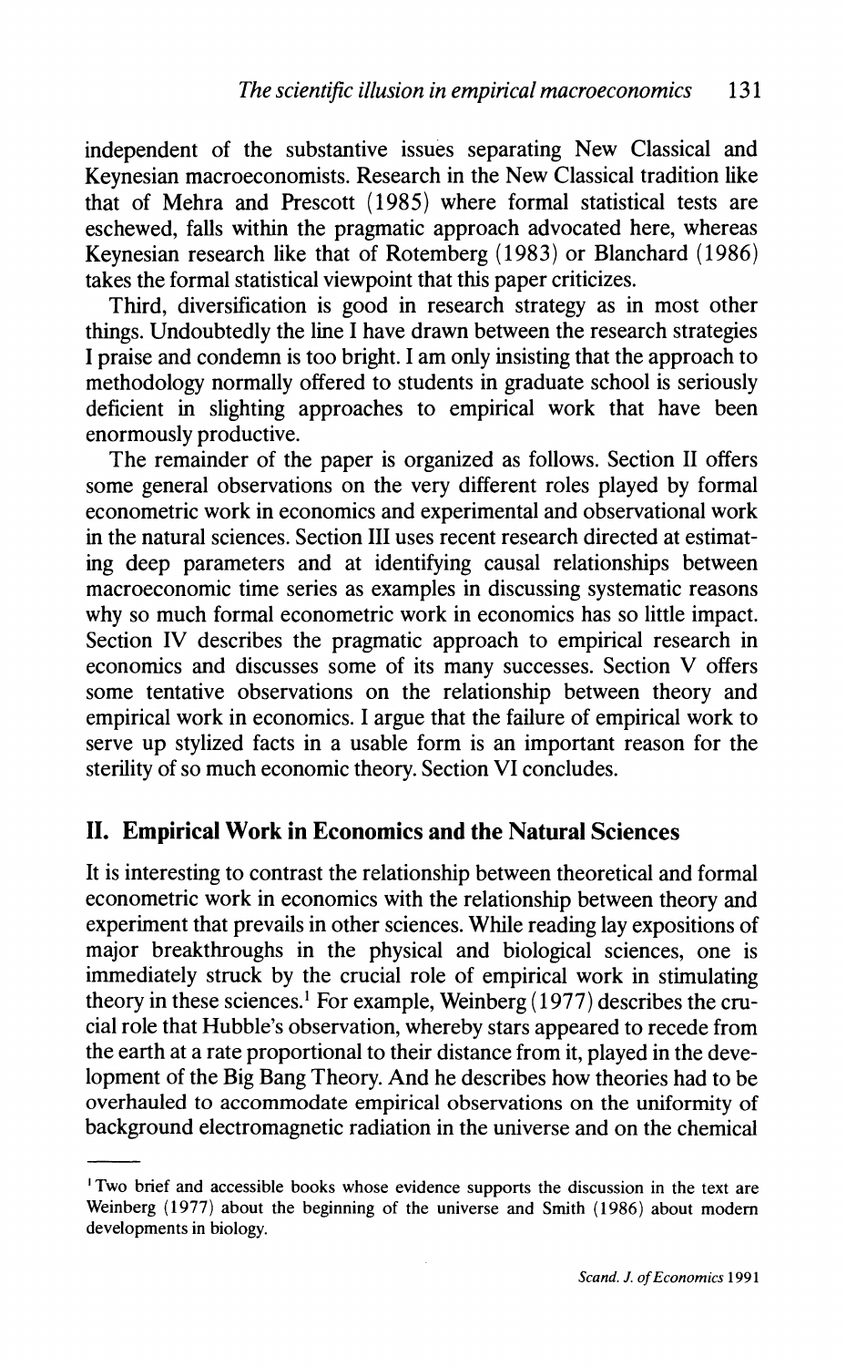independent of the substantive issues separating New Classical and Keynesian macroeconomists. Research in the New Classical tradition like that of Mehra and Prescott (1985) where formal statistical tests are eschewed, falls within the pragmatic approach advocated here, whereas Keynesian research like that of Rotemberg (1983) or Blanchard (1986) takes the formal statistical viewpoint that this paper criticizes.

Third, diversification is good in research strategy as in most other things. Undoubtedly the line I have drawn between the research strategies I praise and condemn is too bright. I am only insisting that the approach to methodology normally offered to students in graduate school is seriously deficient in slighting approaches to empirical work that have been enormously productive.

The remainder of the paper is organized as follows. Section II offers some general observations on the very different roles played by formal econometric work in economics and experimental and observational work in the natural sciences. Section III uses recent research directed at estimating deep parameters and at identifying causal relationships between macroeconomic time series as examples in discussing systematic reasons why so much formal econometric work in economics has so little impact. Section IV describes the pragmatic approach to empirical research in economics and discusses some of its many successes. Section V offers some tentative observations on the relationship between theory and empirical work in economics. I argue that the failure of empirical work to serve up stylized facts in a usable form is an important reason for the sterility of so much economic theory. Section VI concludes.

## II. Empirical Work in Economics and the Natural Sciences

It is interesting to contrast the relationship between theoretical and formal econometric work in economics with the relationship between theory and experiment that prevails in other sciences. While reading lay expositions of major breakthroughs in the physical and biological sciences, one is immediately struck by the crucial role of empirical work in stimulating theory in these sciences.[1] For example, Weinberg (1977) describes the crucial role that Hubble's observation, whereby stars appeared to recede from the earth at a rate proportional to their distance from it, played in the development of the Big Bang Theory. And he describes how theories had to be overhauled to accommodate empirical observations on the uniformity of background electromagnetic radiation in the universe and on the chemical

---

[1] Two brief and accessible books whose evidence supports the discussion in the text are Weinberg (1977) about the beginning of the universe and Smith (1986) about modern developments in biology.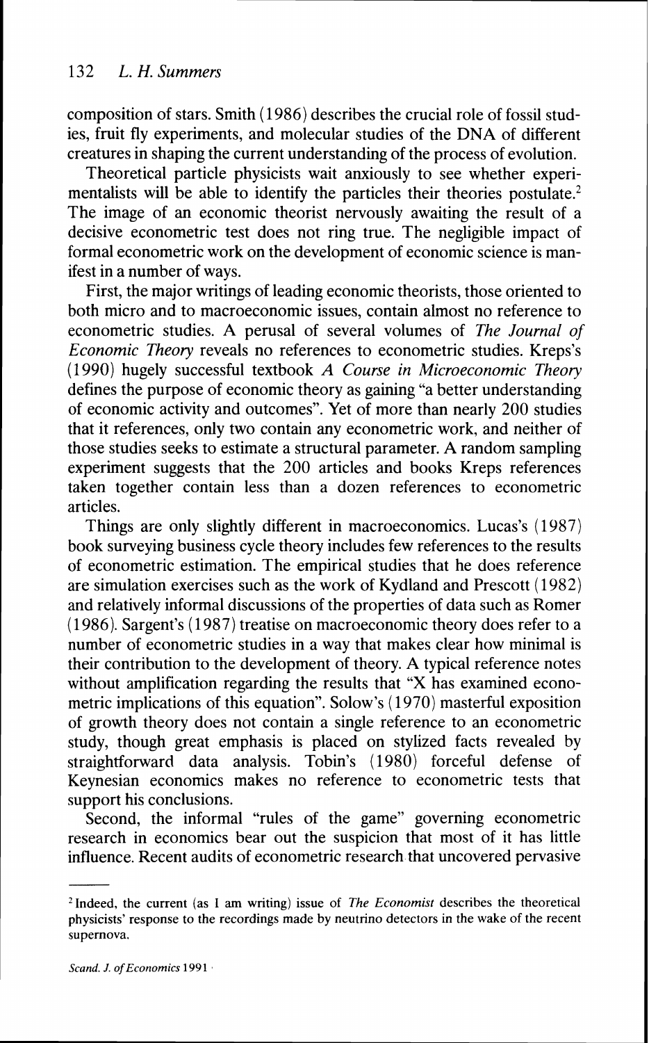composition of stars. Smith (1986) describes the crucial role of fossil studies, fruit fly experiments, and molecular studies of the DNA of different creatures in shaping the current understanding of the process of evolution.

Theoretical particle physicists wait anxiously to see whether experimentalists will be able to identify the particles their theories postulate.[2] The image of an economic theorist nervously awaiting the result of a decisive econometric test does not ring true. The negligible impact of formal econometric work on the development of economic science is manifest in a number of ways.

First, the major writings of leading economic theorists, those oriented to both micro and to macroeconomic issues, contain almost no reference to econometric studies. A perusal of several volumes of *The Journal of Economic Theory* reveals no references to econometric studies. Kreps's (1990) hugely successful textbook *A Course in Microeconomic Theory* defines the purpose of economic theory as gaining "a better understanding of economic activity and outcomes". Yet of more than nearly 200 studies that it references, only two contain any econometric work, and neither of those studies seeks to estimate a structural parameter. A random sampling experiment suggests that the 200 articles and books Kreps references taken together contain less than a dozen references to econometric articles.

Things are only slightly different in macroeconomics. Lucas's (1987) book surveying business cycle theory includes few references to the results of econometric estimation. The empirical studies that he does reference are simulation exercises such as the work of Kydland and Prescott (1982) and relatively informal discussions of the properties of data such as Romer (1986). Sargent's (1987) treatise on macroeconomic theory does refer to a number of econometric studies in a way that makes clear how minimal is their contribution to the development of theory. A typical reference notes without amplification regarding the results that "X has examined econometric implications of this equation". Solow's (1970) masterful exposition of growth theory does not contain a single reference to an econometric study, though great emphasis is placed on stylized facts revealed by straightforward data analysis. Tobin's (1980) forceful defense of Keynesian economics makes no reference to econometric tests that support his conclusions.

Second, the informal "rules of the game" governing econometric research in economics bear out the suspicion that most of it has little influence. Recent audits of econometric research that uncovered pervasive

---

[2] Indeed, the current (as I am writing) issue of *The Economist* describes the theoretical physicists' response to the recordings made by neutrino detectors in the wake of the recent supernova.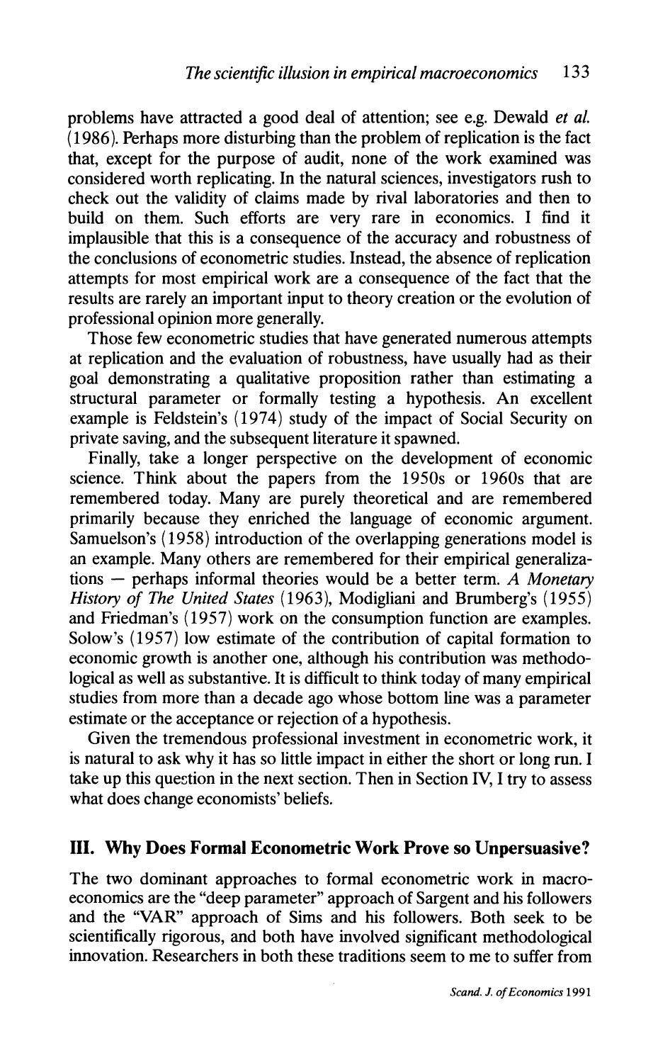problems have attracted a good deal of attention; see e.g. Dewald *et al.* (1986). Perhaps more disturbing than the problem of replication is the fact that, except for the purpose of audit, none of the work examined was considered worth replicating. In the natural sciences, investigators rush to check out the validity of claims made by rival laboratories and then to build on them. Such efforts are very rare in economics. I find it implausible that this is a consequence of the accuracy and robustness of the conclusions of econometric studies. Instead, the absence of replication attempts for most empirical work are a consequence of the fact that the results are rarely an important input to theory creation or the evolution of professional opinion more generally.

Those few econometric studies that have generated numerous attempts at replication and the evaluation of robustness, have usually had as their goal demonstrating a qualitative proposition rather than estimating a structural parameter or formally testing a hypothesis. An excellent example is Feldstein's (1974) study of the impact of Social Security on private saving, and the subsequent literature it spawned.

Finally, take a longer perspective on the development of economic science. Think about the papers from the 1950s or 1960s that are remembered today. Many are purely theoretical and are remembered primarily because they enriched the language of economic argument. Samuelson's (1958) introduction of the overlapping generations model is an example. Many others are remembered for their empirical generalizations — perhaps informal theories would be a better term. *A Monetary History of The United States* (1963), Modigliani and Brumberg's (1955) and Friedman's (1957) work on the consumption function are examples. Solow's (1957) low estimate of the contribution of capital formation to economic growth is another one, although his contribution was methodological as well as substantive. It is difficult to think today of many empirical studies from more than a decade ago whose bottom line was a parameter estimate or the acceptance or rejection of a hypothesis.

Given the tremendous professional investment in econometric work, it is natural to ask why it has so little impact in either the short or long run. I take up this question in the next section. Then in Section IV, I try to assess what does change economists' beliefs.

## III. Why Does Formal Econometric Work Prove so Unpersuasive?

The two dominant approaches to formal econometric work in macroeconomics are the "deep parameter" approach of Sargent and his followers and the "VAR" approach of Sims and his followers. Both seek to be scientifically rigorous, and both have involved significant methodological innovation. Researchers in both these traditions seem to me to suffer from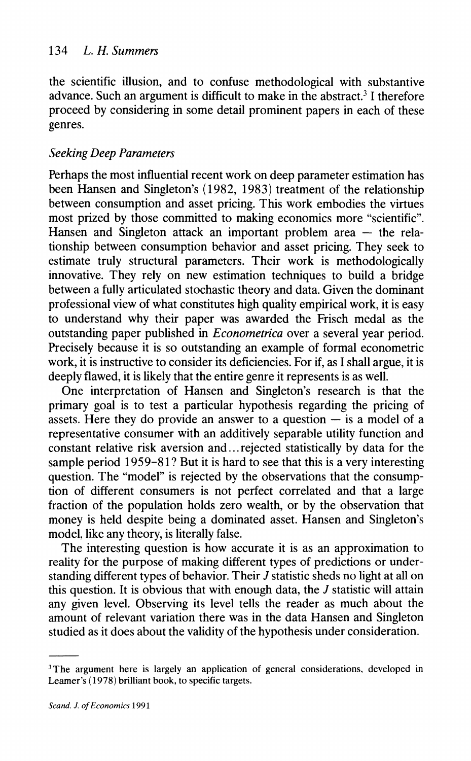the scientific illusion, and to confuse methodological with substantive advance. Such an argument is difficult to make in the abstract.[3] I therefore proceed by considering in some detail prominent papers in each of these genres.

### *Seeking Deep Parameters*

Perhaps the most influential recent work on deep parameter estimation has been Hansen and Singleton's (1982, 1983) treatment of the relationship between consumption and asset pricing. This work embodies the virtues most prized by those committed to making economics more "scientific". Hansen and Singleton attack an important problem area — the relationship between consumption behavior and asset pricing. They seek to estimate truly structural parameters. Their work is methodologically innovative. They rely on new estimation techniques to build a bridge between a fully articulated stochastic theory and data. Given the dominant professional view of what constitutes high quality empirical work, it is easy to understand why their paper was awarded the Frisch medal as the outstanding paper published in *Econometrica* over a several year period. Precisely because it is so outstanding an example of formal econometric work, it is instructive to consider its deficiencies. For if, as I shall argue, it is deeply flawed, it is likely that the entire genre it represents is as well.

One interpretation of Hansen and Singleton's research is that the primary goal is to test a particular hypothesis regarding the pricing of assets. Here they do provide an answer to a question — is a model of a representative consumer with an additively separable utility function and constant relative risk aversion and...rejected statistically by data for the sample period 1959–81? But it is hard to see that this is a very interesting question. The "model" is rejected by the observations that the consumption of different consumers is not perfect correlated and that a large fraction of the population holds zero wealth, or by the observation that money is held despite being a dominated asset. Hansen and Singleton's model, like any theory, is literally false.

The interesting question is how accurate it is as an approximation to reality for the purpose of making different types of predictions or understanding different types of behavior. Their $J$ statistic sheds no light at all on this question. It is obvious that with enough data, the $J$ statistic will attain any given level. Observing its level tells the reader as much about the amount of relevant variation there was in the data Hansen and Singleton studied as it does about the validity of the hypothesis under consideration.

---

[3] The argument here is largely an application of general considerations, developed in Leamer's (1978) brilliant book, to specific targets.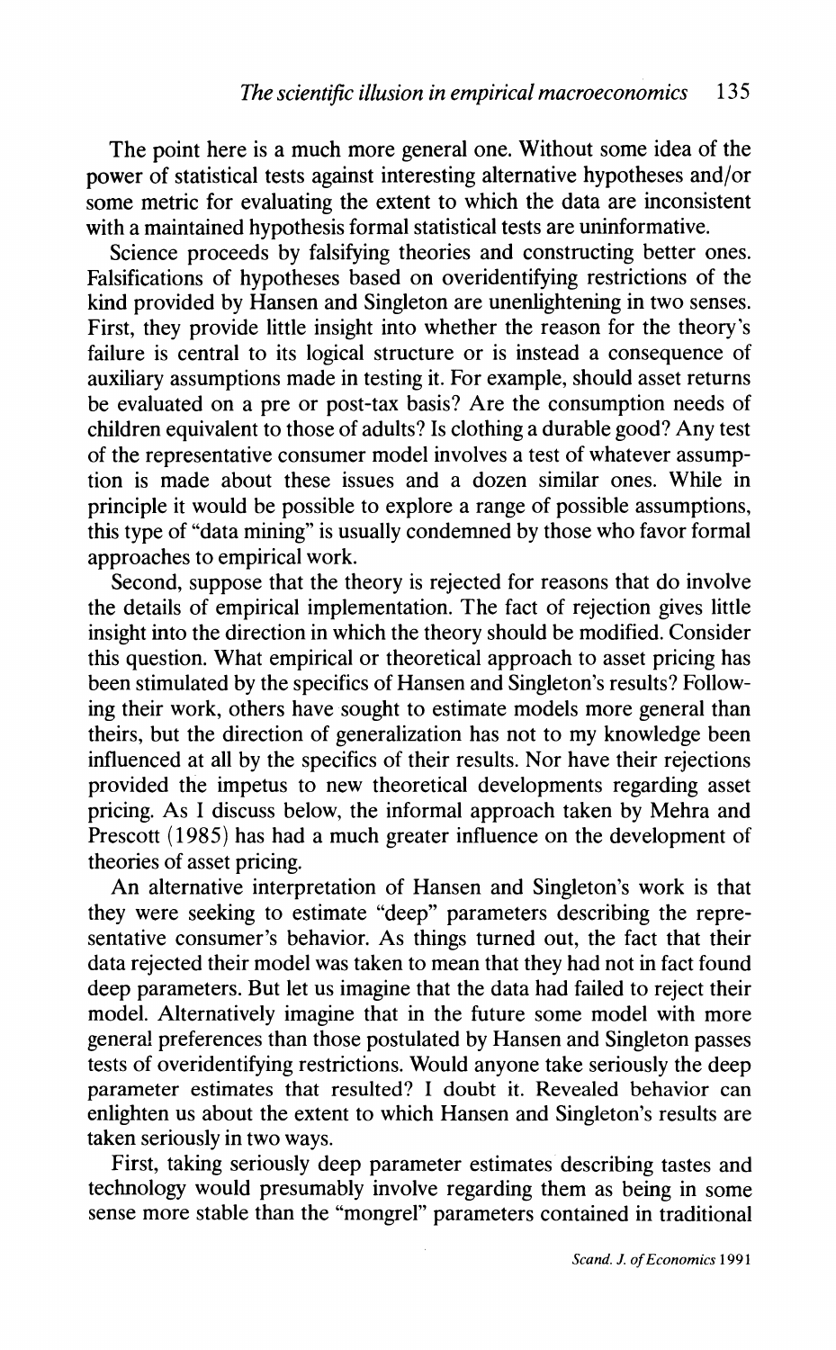The point here is a much more general one. Without some idea of the power of statistical tests against interesting alternative hypotheses and/or some metric for evaluating the extent to which the data are inconsistent with a maintained hypothesis formal statistical tests are uninformative.

Science proceeds by falsifying theories and constructing better ones. Falsifications of hypotheses based on overidentifying restrictions of the kind provided by Hansen and Singleton are unenlightening in two senses. First, they provide little insight into whether the reason for the theory's failure is central to its logical structure or is instead a consequence of auxiliary assumptions made in testing it. For example, should asset returns be evaluated on a pre or post-tax basis? Are the consumption needs of children equivalent to those of adults? Is clothing a durable good? Any test of the representative consumer model involves a test of whatever assumption is made about these issues and a dozen similar ones. While in principle it would be possible to explore a range of possible assumptions, this type of "data mining" is usually condemned by those who favor formal approaches to empirical work.

Second, suppose that the theory is rejected for reasons that do involve the details of empirical implementation. The fact of rejection gives little insight into the direction in which the theory should be modified. Consider this question. What empirical or theoretical approach to asset pricing has been stimulated by the specifics of Hansen and Singleton's results? Following their work, others have sought to estimate models more general than theirs, but the direction of generalization has not to my knowledge been influenced at all by the specifics of their results. Nor have their rejections provided the impetus to new theoretical developments regarding asset pricing. As I discuss below, the informal approach taken by Mehra and Prescott (1985) has had a much greater influence on the development of theories of asset pricing.

An alternative interpretation of Hansen and Singleton's work is that they were seeking to estimate "deep" parameters describing the representative consumer's behavior. As things turned out, the fact that their data rejected their model was taken to mean that they had not in fact found deep parameters. But let us imagine that the data had failed to reject their model. Alternatively imagine that in the future some model with more general preferences than those postulated by Hansen and Singleton passes tests of overidentifying restrictions. Would anyone take seriously the deep parameter estimates that resulted? I doubt it. Revealed behavior can enlighten us about the extent to which Hansen and Singleton's results are taken seriously in two ways.

First, taking seriously deep parameter estimates describing tastes and technology would presumably involve regarding them as being in some sense more stable than the "mongrel" parameters contained in traditional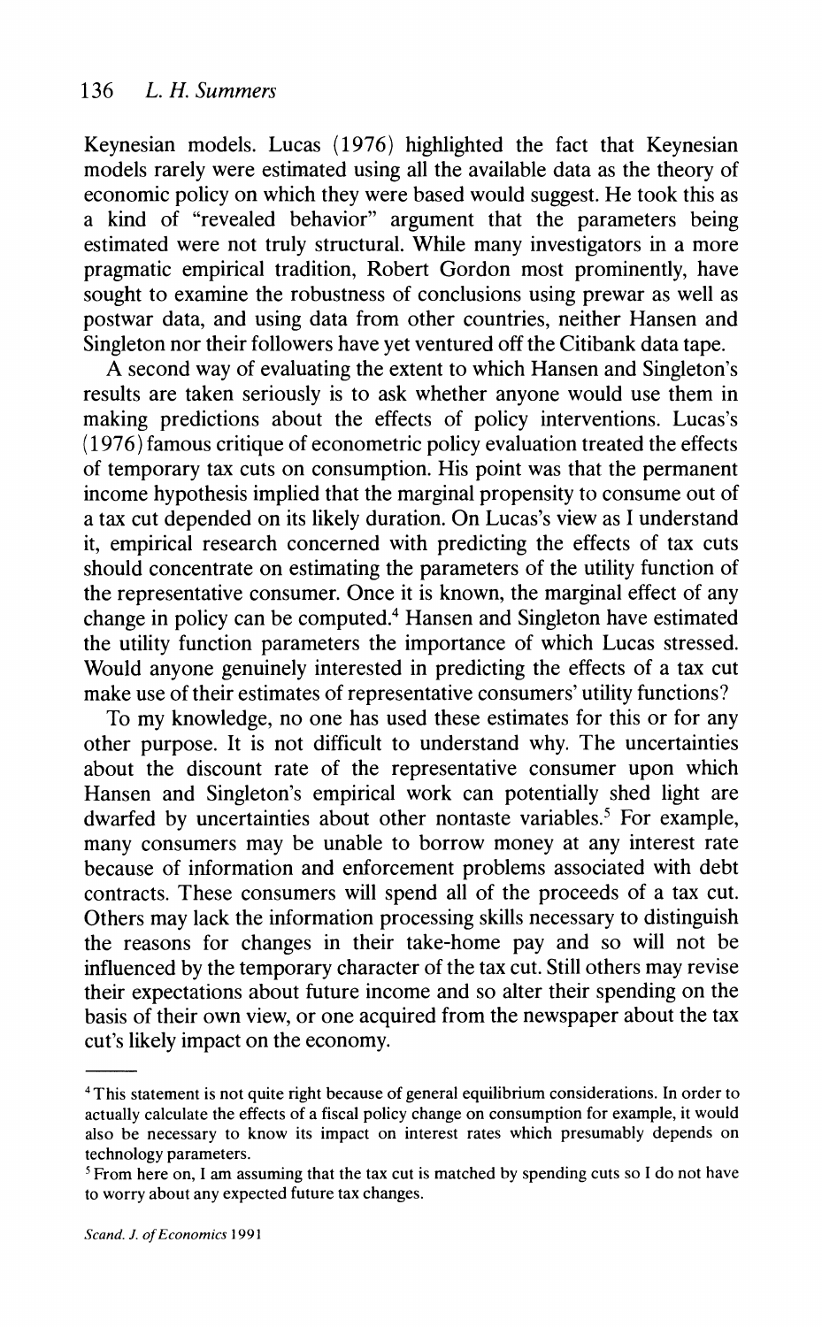Keynesian models. Lucas (1976) highlighted the fact that Keynesian models rarely were estimated using all the available data as the theory of economic policy on which they were based would suggest. He took this as a kind of "revealed behavior" argument that the parameters being estimated were not truly structural. While many investigators in a more pragmatic empirical tradition, Robert Gordon most prominently, have sought to examine the robustness of conclusions using prewar as well as postwar data, and using data from other countries, neither Hansen and Singleton nor their followers have yet ventured off the Citibank data tape.

A second way of evaluating the extent to which Hansen and Singleton's results are taken seriously is to ask whether anyone would use them in making predictions about the effects of policy interventions. Lucas's (1976) famous critique of econometric policy evaluation treated the effects of temporary tax cuts on consumption. His point was that the permanent income hypothesis implied that the marginal propensity to consume out of a tax cut depended on its likely duration. On Lucas's view as I understand it, empirical research concerned with predicting the effects of tax cuts should concentrate on estimating the parameters of the utility function of the representative consumer. Once it is known, the marginal effect of any change in policy can be computed.[4] Hansen and Singleton have estimated the utility function parameters the importance of which Lucas stressed. Would anyone genuinely interested in predicting the effects of a tax cut make use of their estimates of representative consumers' utility functions?

To my knowledge, no one has used these estimates for this or for any other purpose. It is not difficult to understand why. The uncertainties about the discount rate of the representative consumer upon which Hansen and Singleton's empirical work can potentially shed light are dwarfed by uncertainties about other nontaste variables.[5] For example, many consumers may be unable to borrow money at any interest rate because of information and enforcement problems associated with debt contracts. These consumers will spend all of the proceeds of a tax cut. Others may lack the information processing skills necessary to distinguish the reasons for changes in their take-home pay and so will not be influenced by the temporary character of the tax cut. Still others may revise their expectations about future income and so alter their spending on the basis of their own view, or one acquired from the newspaper about the tax cut's likely impact on the economy.

---

[4] This statement is not quite right because of general equilibrium considerations. In order to actually calculate the effects of a fiscal policy change on consumption for example, it would also be necessary to know its impact on interest rates which presumably depends on technology parameters.

[5] From here on, I am assuming that the tax cut is matched by spending cuts so I do not have to worry about any expected future tax changes.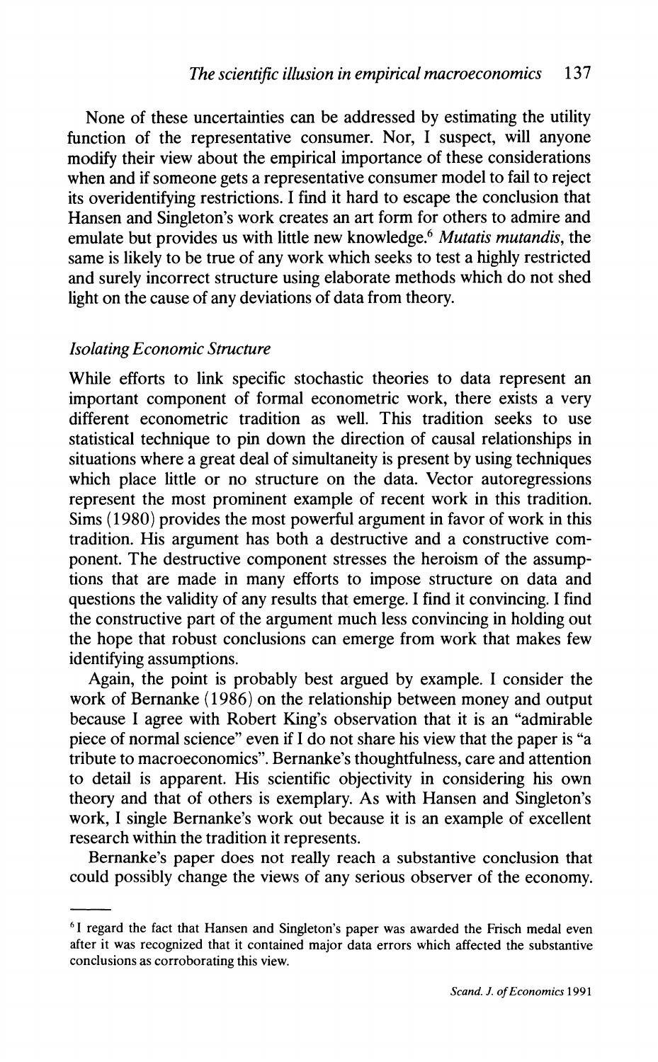None of these uncertainties can be addressed by estimating the utility function of the representative consumer. Nor, I suspect, will anyone modify their view about the empirical importance of these considerations when and if someone gets a representative consumer model to fail to reject its overidentifying restrictions. I find it hard to escape the conclusion that Hansen and Singleton's work creates an art form for others to admire and emulate but provides us with little new knowledge.[6] *Mutatis mutandis*, the same is likely to be true of any work which seeks to test a highly restricted and surely incorrect structure using elaborate methods which do not shed light on the cause of any deviations of data from theory.

### *Isolating Economic Structure*

While efforts to link specific stochastic theories to data represent an important component of formal econometric work, there exists a very different econometric tradition as well. This tradition seeks to use statistical technique to pin down the direction of causal relationships in situations where a great deal of simultaneity is present by using techniques which place little or no structure on the data. Vector autoregressions represent the most prominent example of recent work in this tradition. Sims (1980) provides the most powerful argument in favor of work in this tradition. His argument has both a destructive and a constructive component. The destructive component stresses the heroism of the assumptions that are made in many efforts to impose structure on data and questions the validity of any results that emerge. I find it convincing. I find the constructive part of the argument much less convincing in holding out the hope that robust conclusions can emerge from work that makes few identifying assumptions.

Again, the point is probably best argued by example. I consider the work of Bernanke (1986) on the relationship between money and output because I agree with Robert King's observation that it is an "admirable piece of normal science" even if I do not share his view that the paper is "a tribute to macroeconomics". Bernanke's thoughtfulness, care and attention to detail is apparent. His scientific objectivity in considering his own theory and that of others is exemplary. As with Hansen and Singleton's work, I single Bernanke's work out because it is an example of excellent research within the tradition it represents.

Bernanke's paper does not really reach a substantive conclusion that could possibly change the views of any serious observer of the economy.

---

[6] I regard the fact that Hansen and Singleton's paper was awarded the Frisch medal even after it was recognized that it contained major data errors which affected the substantive conclusions as corroborating this view.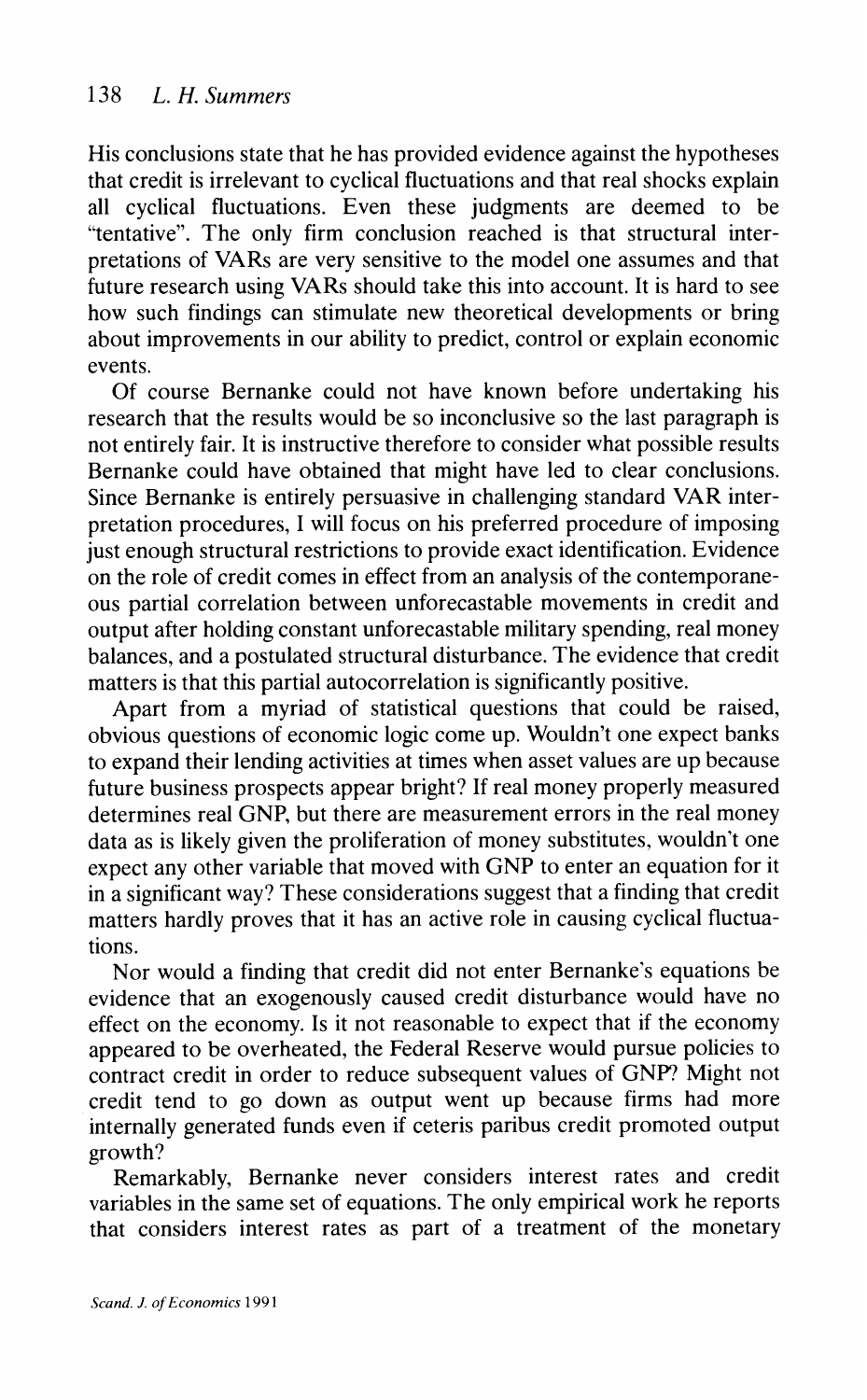His conclusions state that he has provided evidence against the hypotheses that credit is irrelevant to cyclical fluctuations and that real shocks explain all cyclical fluctuations. Even these judgments are deemed to be "tentative". The only firm conclusion reached is that structural interpretations of VARs are very sensitive to the model one assumes and that future research using VARs should take this into account. It is hard to see how such findings can stimulate new theoretical developments or bring about improvements in our ability to predict, control or explain economic events.

Of course Bernanke could not have known before undertaking his research that the results would be so inconclusive so the last paragraph is not entirely fair. It is instructive therefore to consider what possible results Bernanke could have obtained that might have led to clear conclusions. Since Bernanke is entirely persuasive in challenging standard VAR interpretation procedures, I will focus on his preferred procedure of imposing just enough structural restrictions to provide exact identification. Evidence on the role of credit comes in effect from an analysis of the contemporaneous partial correlation between unforecastable movements in credit and output after holding constant unforecastable military spending, real money balances, and a postulated structural disturbance. The evidence that credit matters is that this partial autocorrelation is significantly positive.

Apart from a myriad of statistical questions that could be raised, obvious questions of economic logic come up. Wouldn't one expect banks to expand their lending activities at times when asset values are up because future business prospects appear bright? If real money properly measured determines real GNP, but there are measurement errors in the real money data as is likely given the proliferation of money substitutes, wouldn't one expect any other variable that moved with GNP to enter an equation for it in a significant way? These considerations suggest that a finding that credit matters hardly proves that it has an active role in causing cyclical fluctuations.

Nor would a finding that credit did not enter Bernanke's equations be evidence that an exogenously caused credit disturbance would have no effect on the economy. Is it not reasonable to expect that if the economy appeared to be overheated, the Federal Reserve would pursue policies to contract credit in order to reduce subsequent values of GNP? Might not credit tend to go down as output went up because firms had more internally generated funds even if ceteris paribus credit promoted output growth?

Remarkably, Bernanke never considers interest rates and credit variables in the same set of equations. The only empirical work he reports that considers interest rates as part of a treatment of the monetary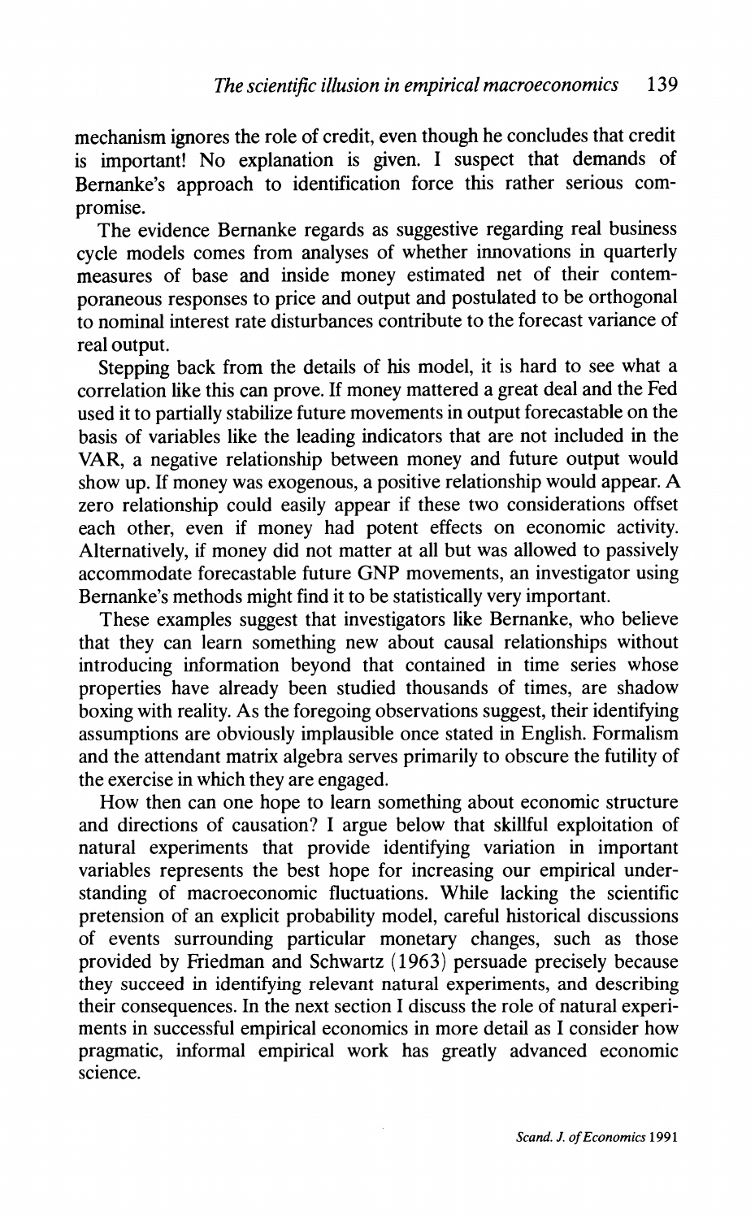mechanism ignores the role of credit, even though he concludes that credit is important! No explanation is given. I suspect that demands of Bernanke's approach to identification force this rather serious compromise.

The evidence Bernanke regards as suggestive regarding real business cycle models comes from analyses of whether innovations in quarterly measures of base and inside money estimated net of their contemporaneous responses to price and output and postulated to be orthogonal to nominal interest rate disturbances contribute to the forecast variance of real output.

Stepping back from the details of his model, it is hard to see what a correlation like this can prove. If money mattered a great deal and the Fed used it to partially stabilize future movements in output forecastable on the basis of variables like the leading indicators that are not included in the VAR, a negative relationship between money and future output would show up. If money was exogenous, a positive relationship would appear. A zero relationship could easily appear if these two considerations offset each other, even if money had potent effects on economic activity. Alternatively, if money did not matter at all but was allowed to passively accommodate forecastable future GNP movements, an investigator using Bernanke's methods might find it to be statistically very important.

These examples suggest that investigators like Bernanke, who believe that they can learn something new about causal relationships without introducing information beyond that contained in time series whose properties have already been studied thousands of times, are shadow boxing with reality. As the foregoing observations suggest, their identifying assumptions are obviously implausible once stated in English. Formalism and the attendant matrix algebra serves primarily to obscure the futility of the exercise in which they are engaged.

How then can one hope to learn something about economic structure and directions of causation? I argue below that skillful exploitation of natural experiments that provide identifying variation in important variables represents the best hope for increasing our empirical understanding of macroeconomic fluctuations. While lacking the scientific pretension of an explicit probability model, careful historical discussions of events surrounding particular monetary changes, such as those provided by Friedman and Schwartz (1963) persuade precisely because they succeed in identifying relevant natural experiments, and describing their consequences. In the next section I discuss the role of natural experiments in successful empirical economics in more detail as I consider how pragmatic, informal empirical work has greatly advanced economic science.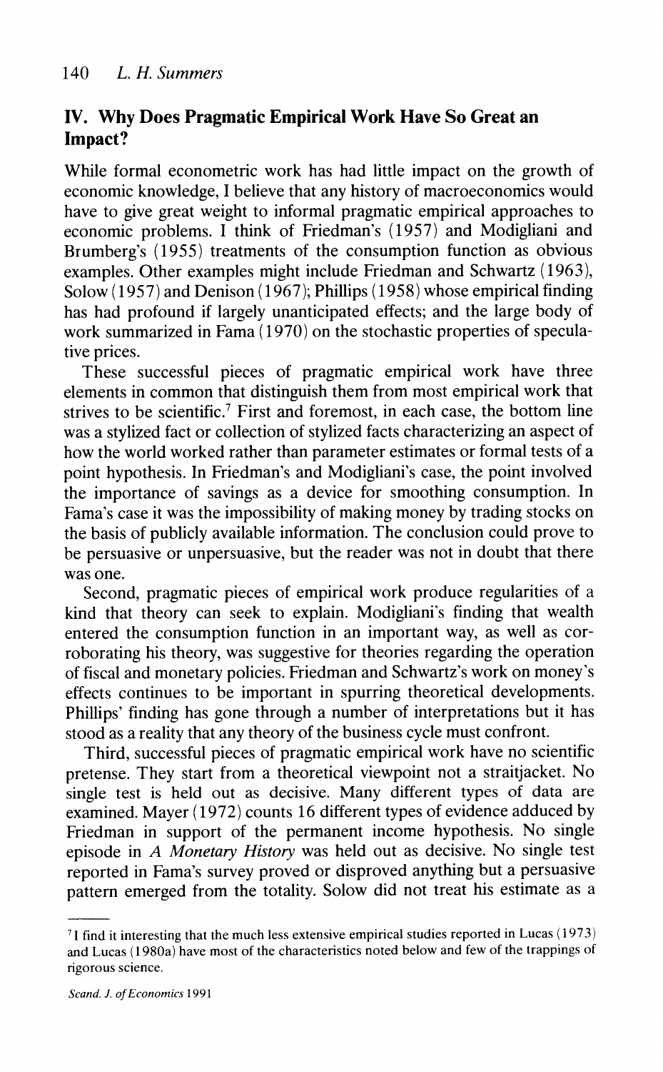## IV. Why Does Pragmatic Empirical Work Have So Great an Impact?

While formal econometric work has had little impact on the growth of economic knowledge, I believe that any history of macroeconomics would have to give great weight to informal pragmatic empirical approaches to economic problems. I think of Friedman's (1957) and Modigliani and Brumberg's (1955) treatments of the consumption function as obvious examples. Other examples might include Friedman and Schwartz (1963), Solow (1957) and Denison (1967); Phillips (1958) whose empirical finding has had profound if largely unanticipated effects; and the large body of work summarized in Fama (1970) on the stochastic properties of speculative prices.

These successful pieces of pragmatic empirical work have three elements in common that distinguish them from most empirical work that strives to be scientific.[7] First and foremost, in each case, the bottom line was a stylized fact or collection of stylized facts characterizing an aspect of how the world worked rather than parameter estimates or formal tests of a point hypothesis. In Friedman's and Modigliani's case, the point involved the importance of savings as a device for smoothing consumption. In Fama's case it was the impossibility of making money by trading stocks on the basis of publicly available information. The conclusion could prove to be persuasive or unpersuasive, but the reader was not in doubt that there was one.

Second, pragmatic pieces of empirical work produce regularities of a kind that theory can seek to explain. Modigliani's finding that wealth entered the consumption function in an important way, as well as corroborating his theory, was suggestive for theories regarding the operation of fiscal and monetary policies. Friedman and Schwartz's work on money's effects continues to be important in spurring theoretical developments. Phillips' finding has gone through a number of interpretations but it has stood as a reality that any theory of the business cycle must confront.

Third, successful pieces of pragmatic empirical work have no scientific pretense. They start from a theoretical viewpoint not a straitjacket. No single test is held out as decisive. Many different types of data are examined. Mayer (1972) counts 16 different types of evidence adduced by Friedman in support of the permanent income hypothesis. No single episode in *A Monetary History* was held out as decisive. No single test reported in Fama's survey proved or disproved anything but a persuasive pattern emerged from the totality. Solow did not treat his estimate as a

[7] I find it interesting that the much less extensive empirical studies reported in Lucas (1973) and Lucas (1980a) have most of the characteristics noted below and few of the trappings of rigorous science.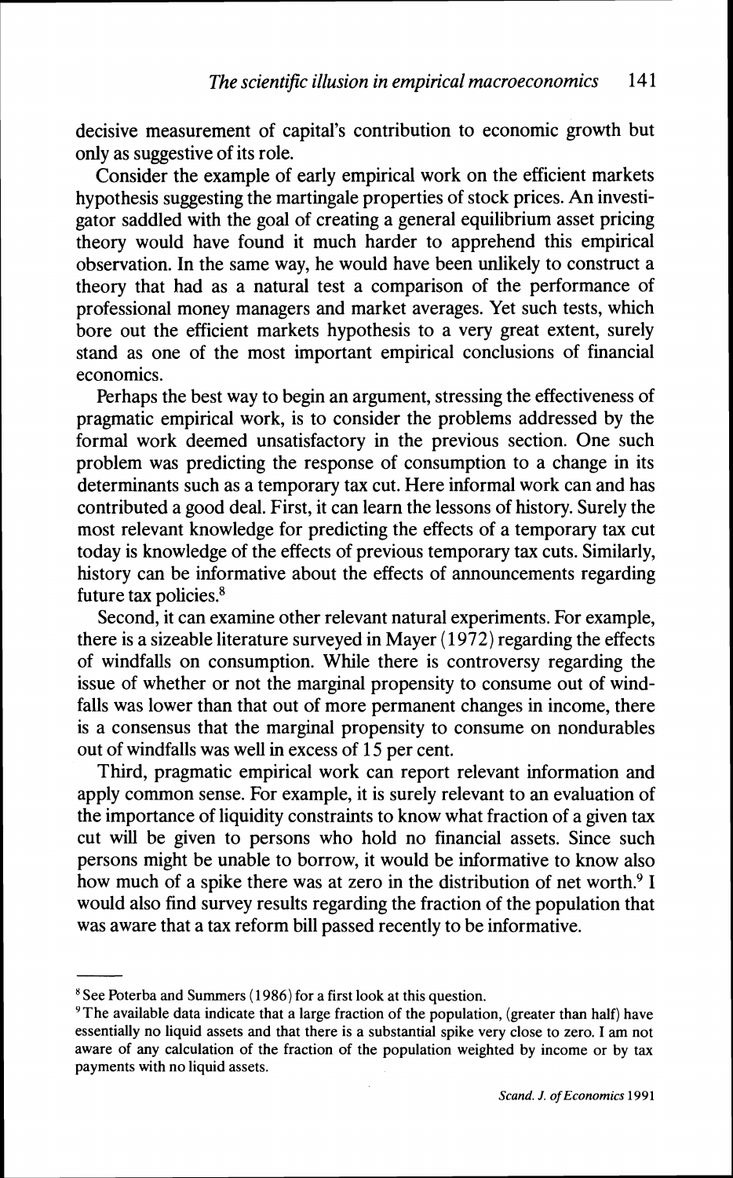decisive measurement of capital's contribution to economic growth but only as suggestive of its role.

Consider the example of early empirical work on the efficient markets hypothesis suggesting the martingale properties of stock prices. An investigator saddled with the goal of creating a general equilibrium asset pricing theory would have found it much harder to apprehend this empirical observation. In the same way, he would have been unlikely to construct a theory that had as a natural test a comparison of the performance of professional money managers and market averages. Yet such tests, which bore out the efficient markets hypothesis to a very great extent, surely stand as one of the most important empirical conclusions of financial economics.

Perhaps the best way to begin an argument, stressing the effectiveness of pragmatic empirical work, is to consider the problems addressed by the formal work deemed unsatisfactory in the previous section. One such problem was predicting the response of consumption to a change in its determinants such as a temporary tax cut. Here informal work can and has contributed a good deal. First, it can learn the lessons of history. Surely the most relevant knowledge for predicting the effects of a temporary tax cut today is knowledge of the effects of previous temporary tax cuts. Similarly, history can be informative about the effects of announcements regarding future tax policies.[8]

Second, it can examine other relevant natural experiments. For example, there is a sizeable literature surveyed in Mayer (1972) regarding the effects of windfalls on consumption. While there is controversy regarding the issue of whether or not the marginal propensity to consume out of windfalls was lower than that out of more permanent changes in income, there is a consensus that the marginal propensity to consume on nondurables out of windfalls was well in excess of 15 per cent.

Third, pragmatic empirical work can report relevant information and apply common sense. For example, it is surely relevant to an evaluation of the importance of liquidity constraints to know what fraction of a given tax cut will be given to persons who hold no financial assets. Since such persons might be unable to borrow, it would be informative to know also how much of a spike there was at zero in the distribution of net worth.[9] I would also find survey results regarding the fraction of the population that was aware that a tax reform bill passed recently to be informative.

---

[8] See Poterba and Summers (1986) for a first look at this question.

[9] The available data indicate that a large fraction of the population, (greater than half) have essentially no liquid assets and that there is a substantial spike very close to zero. I am not aware of any calculation of the fraction of the population weighted by income or by tax payments with no liquid assets.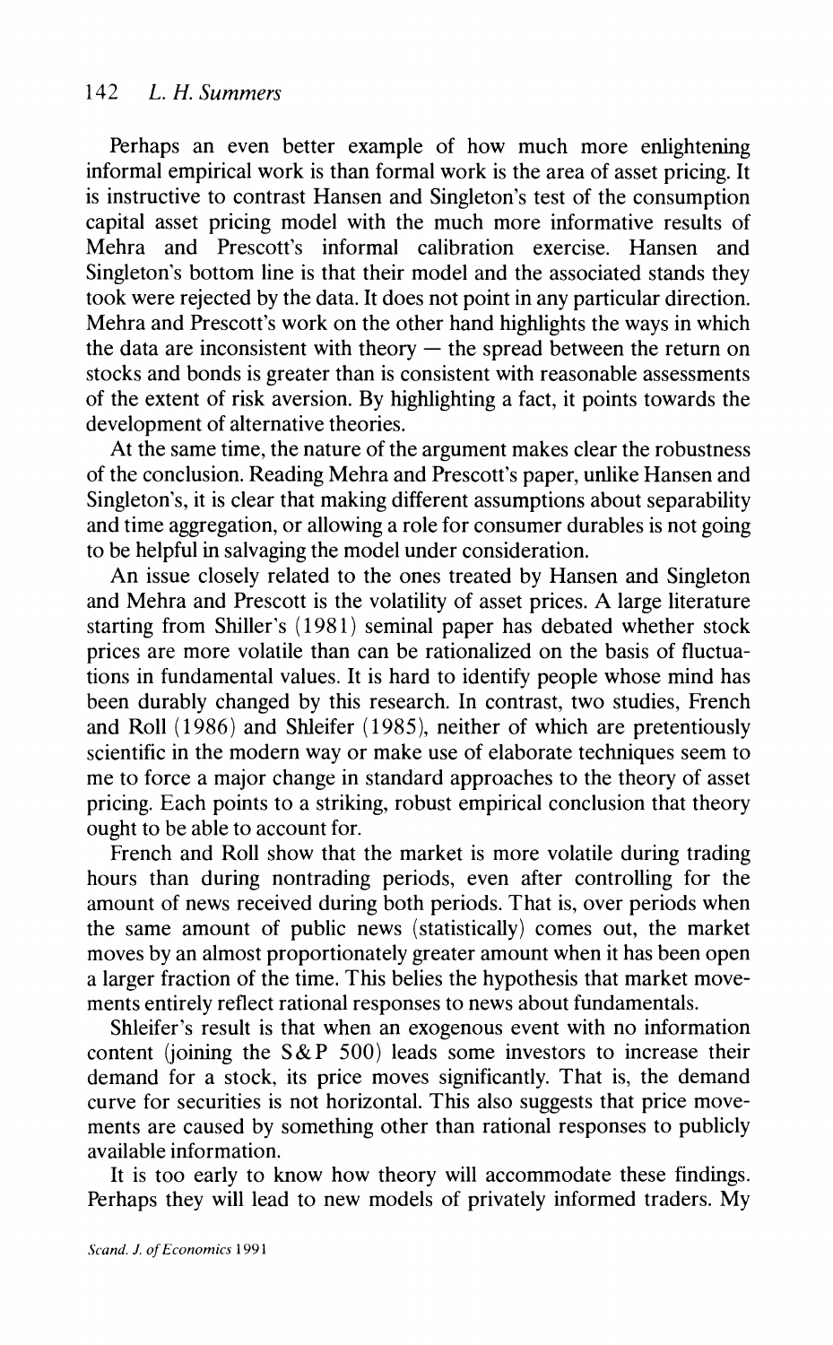Perhaps an even better example of how much more enlightening informal empirical work is than formal work is the area of asset pricing. It is instructive to contrast Hansen and Singleton's test of the consumption capital asset pricing model with the much more informative results of Mehra and Prescott's informal calibration exercise. Hansen and Singleton's bottom line is that their model and the associated stands they took were rejected by the data. It does not point in any particular direction. Mehra and Prescott's work on the other hand highlights the ways in which the data are inconsistent with theory — the spread between the return on stocks and bonds is greater than is consistent with reasonable assessments of the extent of risk aversion. By highlighting a fact, it points towards the development of alternative theories.

At the same time, the nature of the argument makes clear the robustness of the conclusion. Reading Mehra and Prescott's paper, unlike Hansen and Singleton's, it is clear that making different assumptions about separability and time aggregation, or allowing a role for consumer durables is not going to be helpful in salvaging the model under consideration.

An issue closely related to the ones treated by Hansen and Singleton and Mehra and Prescott is the volatility of asset prices. A large literature starting from Shiller's (1981) seminal paper has debated whether stock prices are more volatile than can be rationalized on the basis of fluctuations in fundamental values. It is hard to identify people whose mind has been durably changed by this research. In contrast, two studies, French and Roll (1986) and Shleifer (1985), neither of which are pretentiously scientific in the modern way or make use of elaborate techniques seem to me to force a major change in standard approaches to the theory of asset pricing. Each points to a striking, robust empirical conclusion that theory ought to be able to account for.

French and Roll show that the market is more volatile during trading hours than during nontrading periods, even after controlling for the amount of news received during both periods. That is, over periods when the same amount of public news (statistically) comes out, the market moves by an almost proportionately greater amount when it has been open a larger fraction of the time. This belies the hypothesis that market movements entirely reflect rational responses to news about fundamentals.

Shleifer's result is that when an exogenous event with no information content (joining the S&P 500) leads some investors to increase their demand for a stock, its price moves significantly. That is, the demand curve for securities is not horizontal. This also suggests that price movements are caused by something other than rational responses to publicly available information.

It is too early to know how theory will accommodate these findings. Perhaps they will lead to new models of privately informed traders. My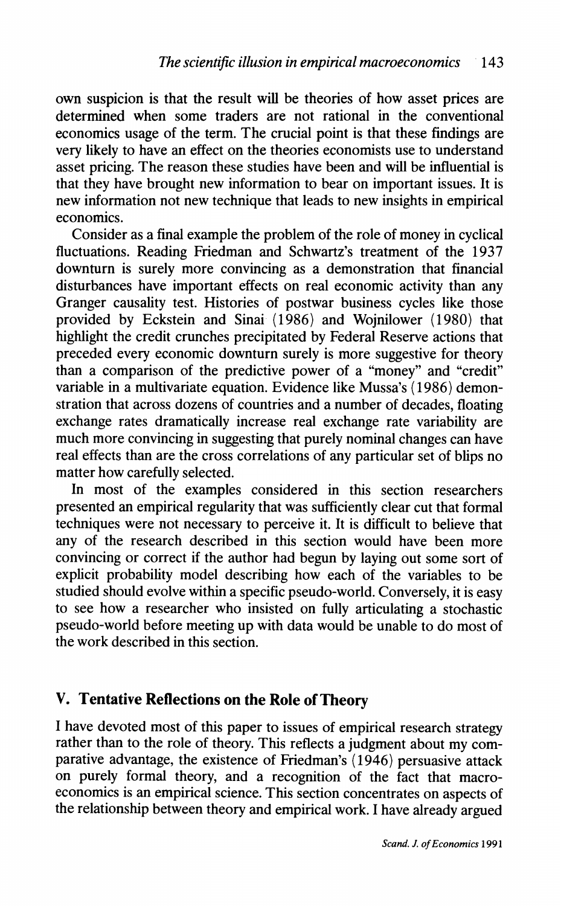own suspicion is that the result will be theories of how asset prices are determined when some traders are not rational in the conventional economics usage of the term. The crucial point is that these findings are very likely to have an effect on the theories economists use to understand asset pricing. The reason these studies have been and will be influential is that they have brought new information to bear on important issues. It is new information not new technique that leads to new insights in empirical economics.

Consider as a final example the problem of the role of money in cyclical fluctuations. Reading Friedman and Schwartz's treatment of the 1937 downturn is surely more convincing as a demonstration that financial disturbances have important effects on real economic activity than any Granger causality test. Histories of postwar business cycles like those provided by Eckstein and Sinai (1986) and Wojnilower (1980) that highlight the credit crunches precipitated by Federal Reserve actions that preceded every economic downturn surely is more suggestive for theory than a comparison of the predictive power of a "money" and "credit" variable in a multivariate equation. Evidence like Mussa's (1986) demonstration that across dozens of countries and a number of decades, floating exchange rates dramatically increase real exchange rate variability are much more convincing in suggesting that purely nominal changes can have real effects than are the cross correlations of any particular set of blips no matter how carefully selected.

In most of the examples considered in this section researchers presented an empirical regularity that was sufficiently clear cut that formal techniques were not necessary to perceive it. It is difficult to believe that any of the research described in this section would have been more convincing or correct if the author had begun by laying out some sort of explicit probability model describing how each of the variables to be studied should evolve within a specific pseudo-world. Conversely, it is easy to see how a researcher who insisted on fully articulating a stochastic pseudo-world before meeting up with data would be unable to do most of the work described in this section.

## V. Tentative Reflections on the Role of Theory

I have devoted most of this paper to issues of empirical research strategy rather than to the role of theory. This reflects a judgment about my comparative advantage, the existence of Friedman's (1946) persuasive attack on purely formal theory, and a recognition of the fact that macroeconomics is an empirical science. This section concentrates on aspects of the relationship between theory and empirical work. I have already argued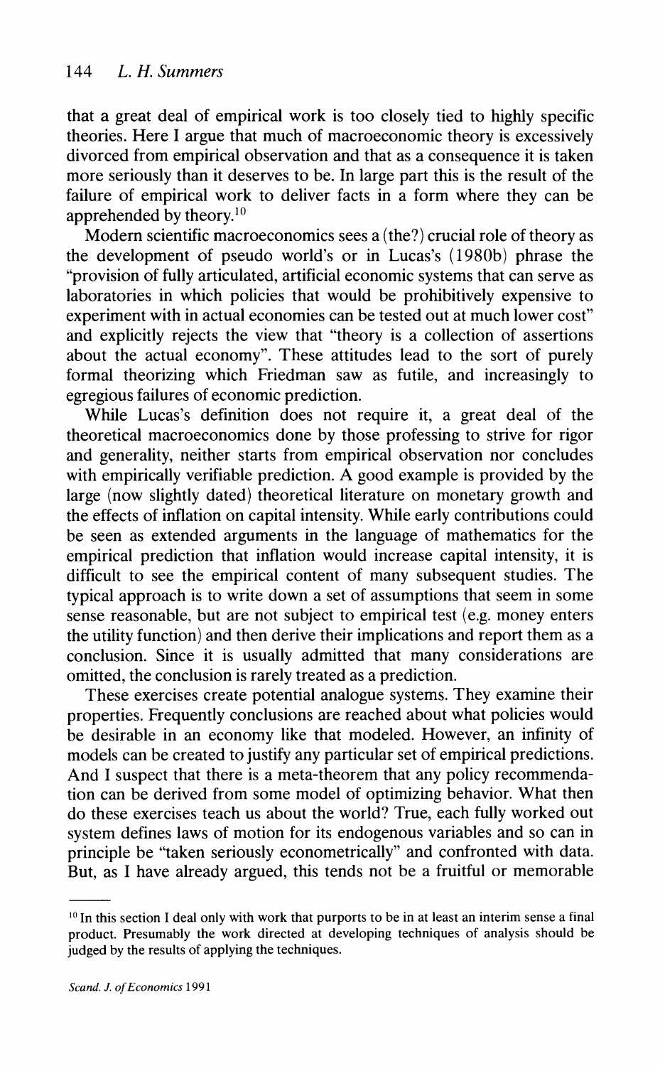that a great deal of empirical work is too closely tied to highly specific theories. Here I argue that much of macroeconomic theory is excessively divorced from empirical observation and that as a consequence it is taken more seriously than it deserves to be. In large part this is the result of the failure of empirical work to deliver facts in a form where they can be apprehended by theory.[10]

Modern scientific macroeconomics sees a (the?) crucial role of theory as the development of pseudo world's or in Lucas's (1980b) phrase the "provision of fully articulated, artificial economic systems that can serve as laboratories in which policies that would be prohibitively expensive to experiment with in actual economies can be tested out at much lower cost" and explicitly rejects the view that "theory is a collection of assertions about the actual economy". These attitudes lead to the sort of purely formal theorizing which Friedman saw as futile, and increasingly to egregious failures of economic prediction.

While Lucas's definition does not require it, a great deal of the theoretical macroeconomics done by those professing to strive for rigor and generality, neither starts from empirical observation nor concludes with empirically verifiable prediction. A good example is provided by the large (now slightly dated) theoretical literature on monetary growth and the effects of inflation on capital intensity. While early contributions could be seen as extended arguments in the language of mathematics for the empirical prediction that inflation would increase capital intensity, it is difficult to see the empirical content of many subsequent studies. The typical approach is to write down a set of assumptions that seem in some sense reasonable, but are not subject to empirical test (e.g. money enters the utility function) and then derive their implications and report them as a conclusion. Since it is usually admitted that many considerations are omitted, the conclusion is rarely treated as a prediction.

These exercises create potential analogue systems. They examine their properties. Frequently conclusions are reached about what policies would be desirable in an economy like that modeled. However, an infinity of models can be created to justify any particular set of empirical predictions. And I suspect that there is a meta-theorem that any policy recommendation can be derived from some model of optimizing behavior. What then do these exercises teach us about the world? True, each fully worked out system defines laws of motion for its endogenous variables and so can in principle be "taken seriously econometrically" and confronted with data. But, as I have already argued, this tends not be a fruitful or memorable

[10] In this section I deal only with work that purports to be in at least an interim sense a final product. Presumably the work directed at developing techniques of analysis should be judged by the results of applying the techniques.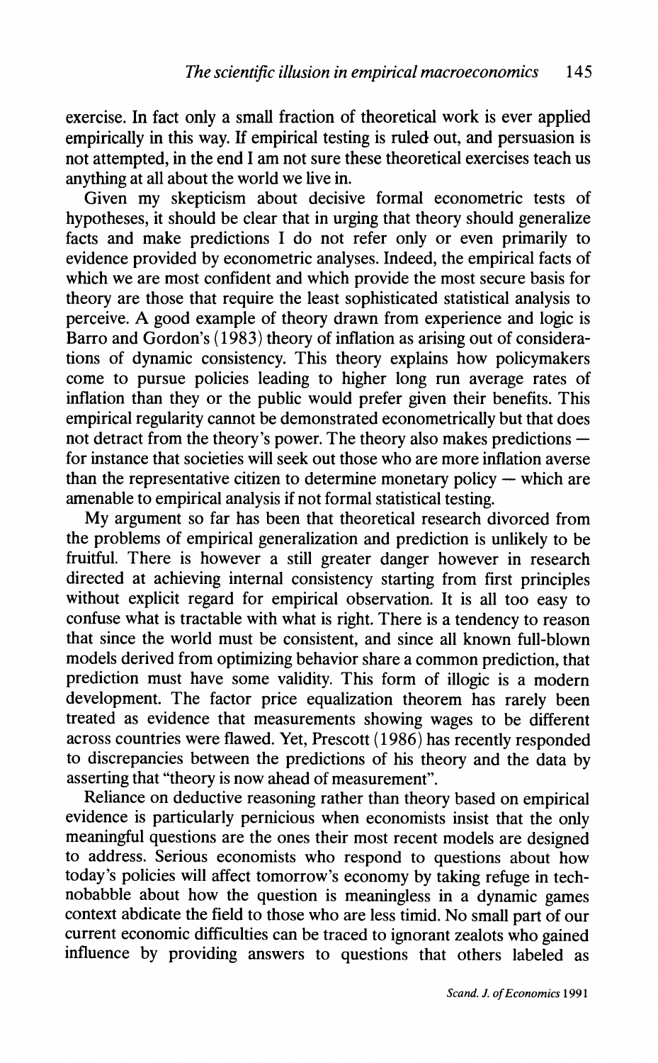exercise. In fact only a small fraction of theoretical work is ever applied empirically in this way. If empirical testing is ruled out, and persuasion is not attempted, in the end I am not sure these theoretical exercises teach us anything at all about the world we live in.

Given my skepticism about decisive formal econometric tests of hypotheses, it should be clear that in urging that theory should generalize facts and make predictions I do not refer only or even primarily to evidence provided by econometric analyses. Indeed, the empirical facts of which we are most confident and which provide the most secure basis for theory are those that require the least sophisticated statistical analysis to perceive. A good example of theory drawn from experience and logic is Barro and Gordon's (1983) theory of inflation as arising out of considerations of dynamic consistency. This theory explains how policymakers come to pursue policies leading to higher long run average rates of inflation than they or the public would prefer given their benefits. This empirical regularity cannot be demonstrated econometrically but that does not detract from the theory's power. The theory also makes predictions — for instance that societies will seek out those who are more inflation averse than the representative citizen to determine monetary policy — which are amenable to empirical analysis if not formal statistical testing.

My argument so far has been that theoretical research divorced from the problems of empirical generalization and prediction is unlikely to be fruitful. There is however a still greater danger however in research directed at achieving internal consistency starting from first principles without explicit regard for empirical observation. It is all too easy to confuse what is tractable with what is right. There is a tendency to reason that since the world must be consistent, and since all known full-blown models derived from optimizing behavior share a common prediction, that prediction must have some validity. This form of illogic is a modern development. The factor price equalization theorem has rarely been treated as evidence that measurements showing wages to be different across countries were flawed. Yet, Prescott (1986) has recently responded to discrepancies between the predictions of his theory and the data by asserting that "theory is now ahead of measurement".

Reliance on deductive reasoning rather than theory based on empirical evidence is particularly pernicious when economists insist that the only meaningful questions are the ones their most recent models are designed to address. Serious economists who respond to questions about how today's policies will affect tomorrow's economy by taking refuge in technobabble about how the question is meaningless in a dynamic games context abdicate the field to those who are less timid. No small part of our current economic difficulties can be traced to ignorant zealots who gained influence by providing answers to questions that others labeled as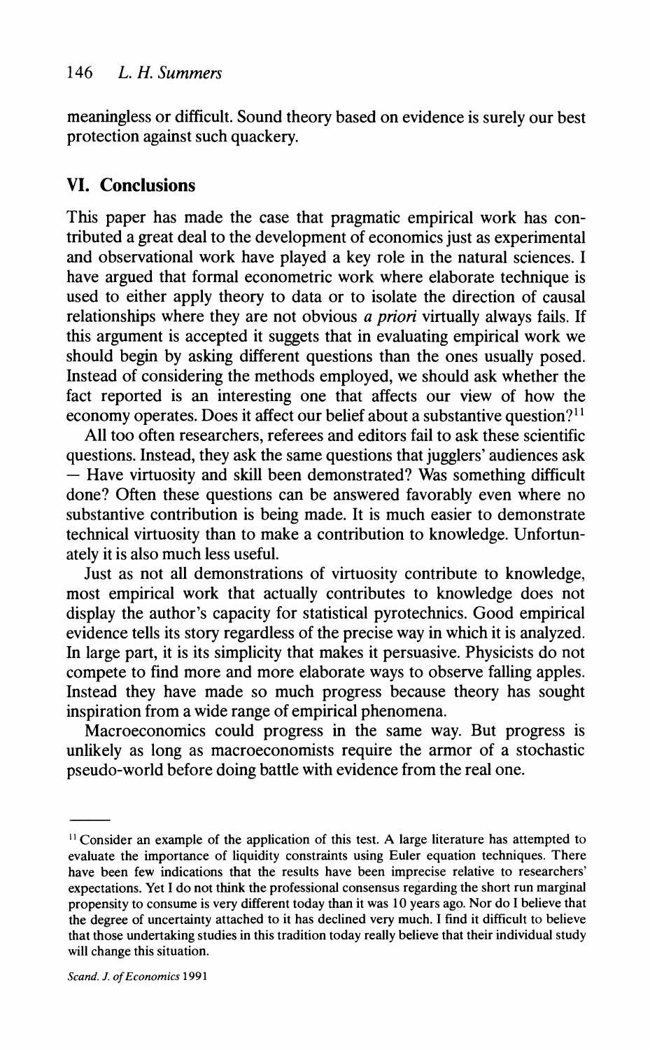meaningless or difficult. Sound theory based on evidence is surely our best protection against such quackery.

## VI. Conclusions

This paper has made the case that pragmatic empirical work has contributed a great deal to the development of economics just as experimental and observational work have played a key role in the natural sciences. I have argued that formal econometric work where elaborate technique is used to either apply theory to data or to isolate the direction of causal relationships where they are not obvious *a priori* virtually always fails. If this argument is accepted it suggets that in evaluating empirical work we should begin by asking different questions than the ones usually posed. Instead of considering the methods employed, we should ask whether the fact reported is an interesting one that affects our view of how the economy operates. Does it affect our belief about a substantive question?[11]

All too often researchers, referees and editors fail to ask these scientific questions. Instead, they ask the same questions that jugglers' audiences ask — Have virtuosity and skill been demonstrated? Was something difficult done? Often these questions can be answered favorably even where no substantive contribution is being made. It is much easier to demonstrate technical virtuosity than to make a contribution to knowledge. Unfortunately it is also much less useful.

Just as not all demonstrations of virtuosity contribute to knowledge, most empirical work that actually contributes to knowledge does not display the author's capacity for statistical pyrotechnics. Good empirical evidence tells its story regardless of the precise way in which it is analyzed. In large part, it is its simplicity that makes it persuasive. Physicists do not compete to find more and more elaborate ways to observe falling apples. Instead they have made so much progress because theory has sought inspiration from a wide range of empirical phenomena.

Macroeconomics could progress in the same way. But progress is unlikely as long as macroeconomists require the armor of a stochastic pseudo-world before doing battle with evidence from the real one.

---

[11] Consider an example of the application of this test. A large literature has attempted to evaluate the importance of liquidity constraints using Euler equation techniques. There have been few indications that the results have been imprecise relative to researchers' expectations. Yet I do not think the professional consensus regarding the short run marginal propensity to consume is very different today than it was 10 years ago. Nor do I believe that the degree of uncertainty attached to it has declined very much. I find it difficult to believe that those undertaking studies in this tradition today really believe that their individual study will change this situation.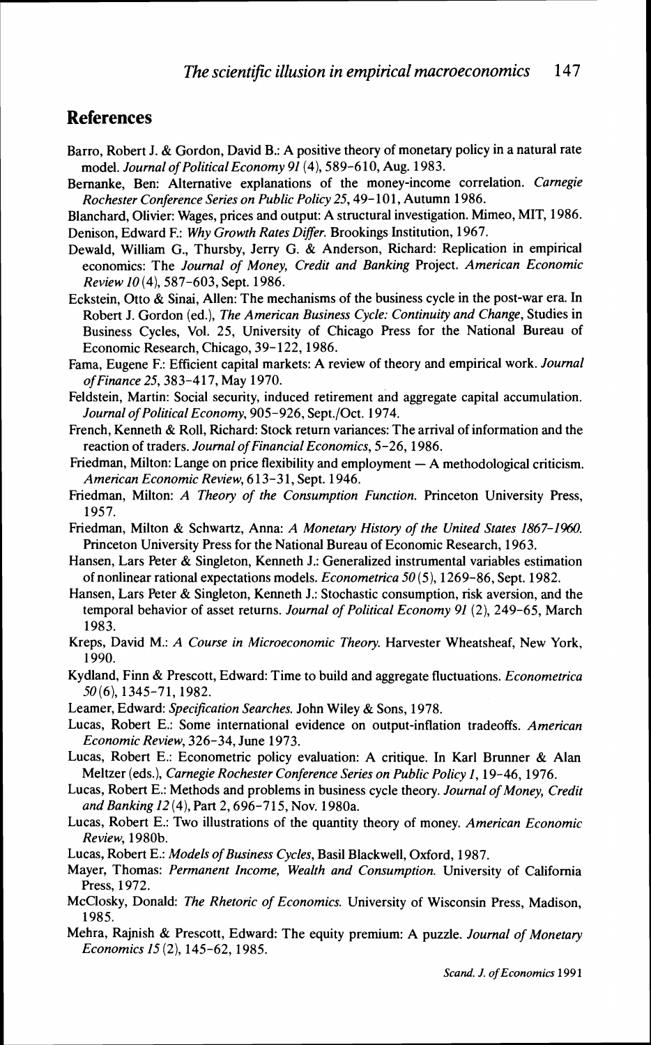## References

Barro, Robert J. & Gordon, David B.: A positive theory of monetary policy in a natural rate model. *Journal of Political Economy 91* (4), 589–610, Aug. 1983.

Bernanke, Ben: Alternative explanations of the money-income correlation. *Carnegie Rochester Conference Series on Public Policy 25*, 49–101, Autumn 1986.

Blanchard, Olivier: Wages, prices and output: A structural investigation. Mimeo, MIT, 1986.

Denison, Edward F.: *Why Growth Rates Differ.* Brookings Institution, 1967.

Dewald, William G., Thursby, Jerry G. & Anderson, Richard: Replication in empirical economics: The *Journal of Money, Credit and Banking* Project. *American Economic Review 10* (4), 587–603, Sept. 1986.

Eckstein, Otto & Sinai, Allen: The mechanisms of the business cycle in the post-war era. In Robert J. Gordon (ed.), *The American Business Cycle: Continuity and Change*, Studies in Business Cycles, Vol. 25, University of Chicago Press for the National Bureau of Economic Research, Chicago, 39–122, 1986.

Fama, Eugene F.: Efficient capital markets: A review of theory and empirical work. *Journal of Finance 25*, 383–417, May 1970.

Feldstein, Martin: Social security, induced retirement and aggregate capital accumulation. *Journal of Political Economy*, 905–926, Sept./Oct. 1974.

French, Kenneth & Roll, Richard: Stock return variances: The arrival of information and the reaction of traders. *Journal of Financial Economics*, 5–26, 1986.

Friedman, Milton: Lange on price flexibility and employment — A methodological criticism. *American Economic Review*, 613–31, Sept. 1946.

Friedman, Milton: *A Theory of the Consumption Function.* Princeton University Press, 1957.

Friedman, Milton & Schwartz, Anna: *A Monetary History of the United States 1867–1960.* Princeton University Press for the National Bureau of Economic Research, 1963.

Hansen, Lars Peter & Singleton, Kenneth J.: Generalized instrumental variables estimation of nonlinear rational expectations models. *Econometrica 50* (5), 1269–86, Sept. 1982.

Hansen, Lars Peter & Singleton, Kenneth J.: Stochastic consumption, risk aversion, and the temporal behavior of asset returns. *Journal of Political Economy 91* (2), 249–65, March 1983.

Kreps, David M.: *A Course in Microeconomic Theory.* Harvester Wheatsheaf, New York, 1990.

Kydland, Finn & Prescott, Edward: Time to build and aggregate fluctuations. *Econometrica 50* (6), 1345–71, 1982.

Leamer, Edward: *Specification Searches.* John Wiley & Sons, 1978.

Lucas, Robert E.: Some international evidence on output-inflation tradeoffs. *American Economic Review*, 326–34, June 1973.

Lucas, Robert E.: Econometric policy evaluation: A critique. In Karl Brunner & Alan Meltzer (eds.), *Carnegie Rochester Conference Series on Public Policy 1*, 19–46, 1976.

Lucas, Robert E.: Methods and problems in business cycle theory. *Journal of Money, Credit and Banking 12* (4), Part 2, 696–715, Nov. 1980a.

Lucas, Robert E.: Two illustrations of the quantity theory of money. *American Economic Review*, 1980b.

Lucas, Robert E.: *Models of Business Cycles*, Basil Blackwell, Oxford, 1987.

Mayer, Thomas: *Permanent Income, Wealth and Consumption.* University of California Press, 1972.

McClosky, Donald: *The Rhetoric of Economics.* University of Wisconsin Press, Madison, 1985.

Mehra, Rajnish & Prescott, Edward: The equity premium: A puzzle. *Journal of Monetary Economics 15* (2), 145–62, 1985.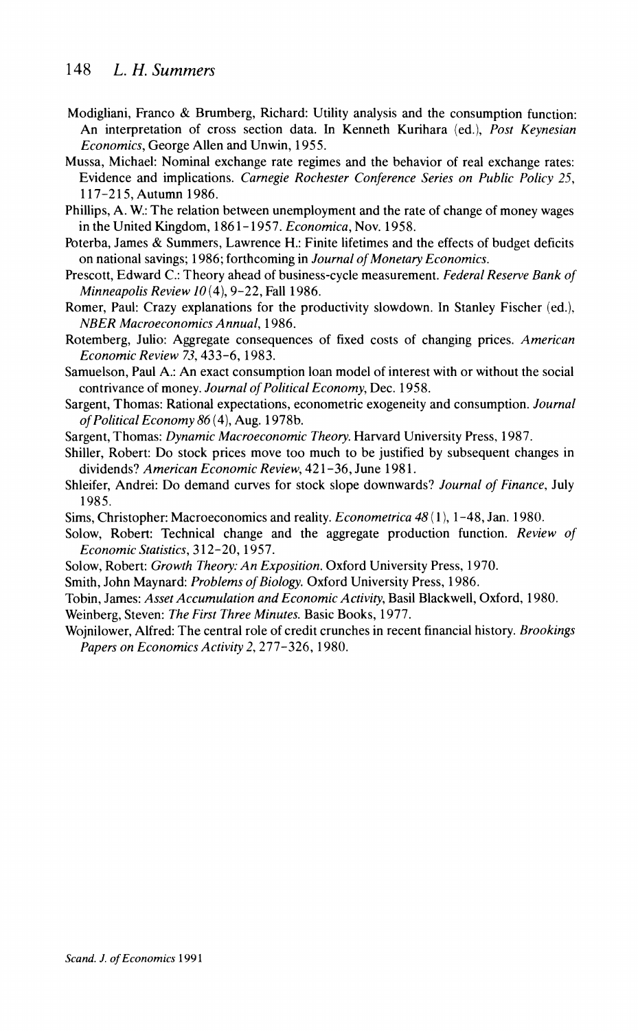Modigliani, Franco & Brumberg, Richard: Utility analysis and the consumption function: An interpretation of cross section data. In Kenneth Kurihara (ed.), *Post Keynesian Economics*, George Allen and Unwin, 1955.

Mussa, Michael: Nominal exchange rate regimes and the behavior of real exchange rates: Evidence and implications. *Carnegie Rochester Conference Series on Public Policy 25*, 117–215, Autumn 1986.

Phillips, A. W.: The relation between unemployment and the rate of change of money wages in the United Kingdom, 1861–1957. *Economica*, Nov. 1958.

Poterba, James & Summers, Lawrence H.: Finite lifetimes and the effects of budget deficits on national savings; 1986; forthcoming in *Journal of Monetary Economics*.

Prescott, Edward C.: Theory ahead of business-cycle measurement. *Federal Reserve Bank of Minneapolis Review 10* (4), 9–22, Fall 1986.

Romer, Paul: Crazy explanations for the productivity slowdown. In Stanley Fischer (ed.), *NBER Macroeconomics Annual*, 1986.

Rotemberg, Julio: Aggregate consequences of fixed costs of changing prices. *American Economic Review 73*, 433–6, 1983.

Samuelson, Paul A.: An exact consumption loan model of interest with or without the social contrivance of money. *Journal of Political Economy*, Dec. 1958.

Sargent, Thomas: Rational expectations, econometric exogeneity and consumption. *Journal of Political Economy 86* (4), Aug. 1978b.

Sargent, Thomas: *Dynamic Macroeconomic Theory*. Harvard University Press, 1987.

Shiller, Robert: Do stock prices move too much to be justified by subsequent changes in dividends? *American Economic Review*, 421–36, June 1981.

Shleifer, Andrei: Do demand curves for stock slope downwards? *Journal of Finance*, July 1985.

Sims, Christopher: Macroeconomics and reality. *Econometrica 48* (1), 1–48, Jan. 1980.

Solow, Robert: Technical change and the aggregate production function. *Review of Economic Statistics*, 312–20, 1957.

Solow, Robert: *Growth Theory: An Exposition*. Oxford University Press, 1970.

Smith, John Maynard: *Problems of Biology*. Oxford University Press, 1986.

Tobin, James: *Asset Accumulation and Economic Activity*, Basil Blackwell, Oxford, 1980.

Weinberg, Steven: *The First Three Minutes*. Basic Books, 1977.

Wojnilower, Alfred: The central role of credit crunches in recent financial history. *Brookings Papers on Economics Activity 2*, 277–326, 1980.